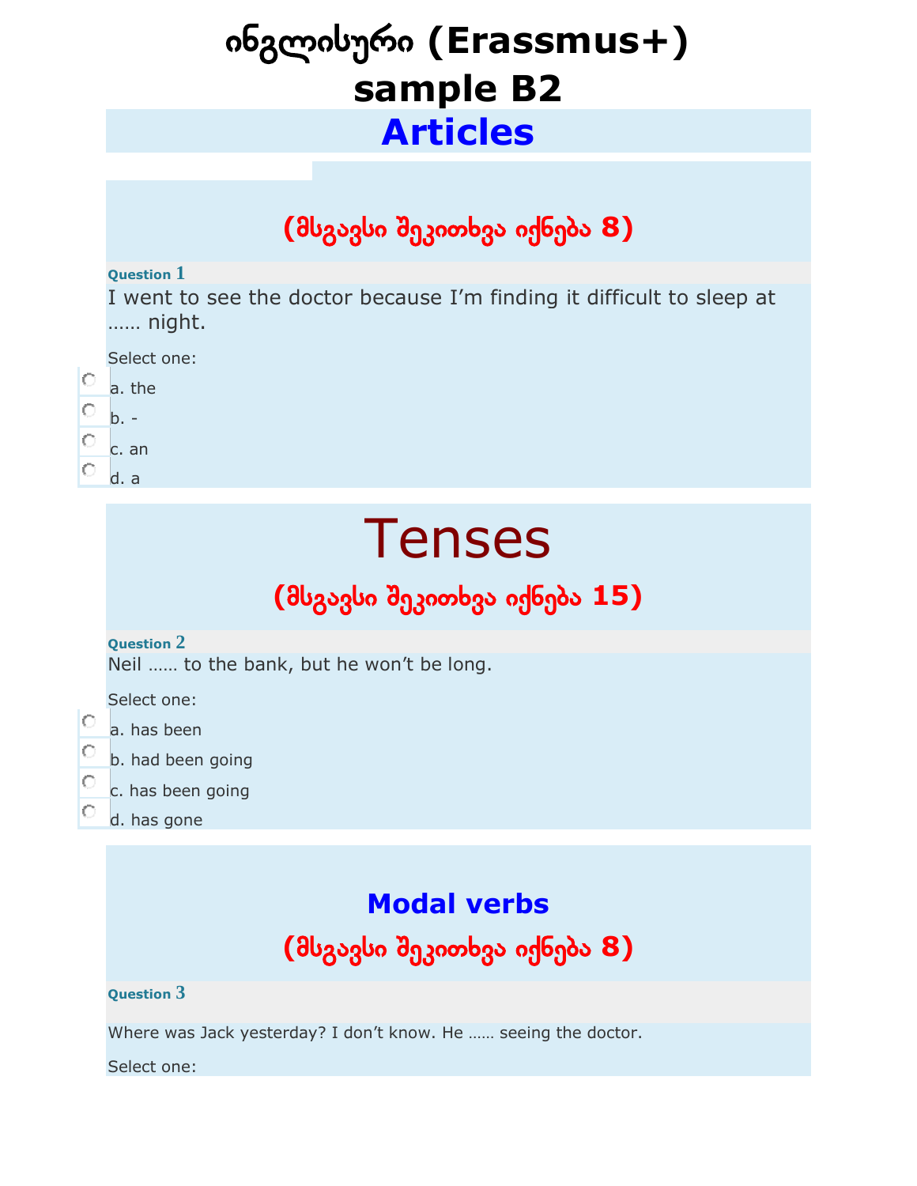# ინგლისური (Erassmus+) sample B2

## Articles

**(მსგავსი შეკითხვა იქნება 8)**

**Question 1**

I went to see the doctor because I’m finding it difficult to sleep at …… night.

Select one:

- a. the
- b. -
- c. an
- d. a

## Tenses

**(მსგავსი შეკითხვა იქნება 15)**

**Question 2**

Neil …… to the bank, but he won’t be long.

Select one:

- a. has been
- b. had been going
- c. has been going
- d. has gone

## Modal verbs

**(მსგავსი შეკითხვა იქნება 8)**

**Question 3**

Where was Jack yesterday? I don’t know. He …… seeing the doctor.

Select one: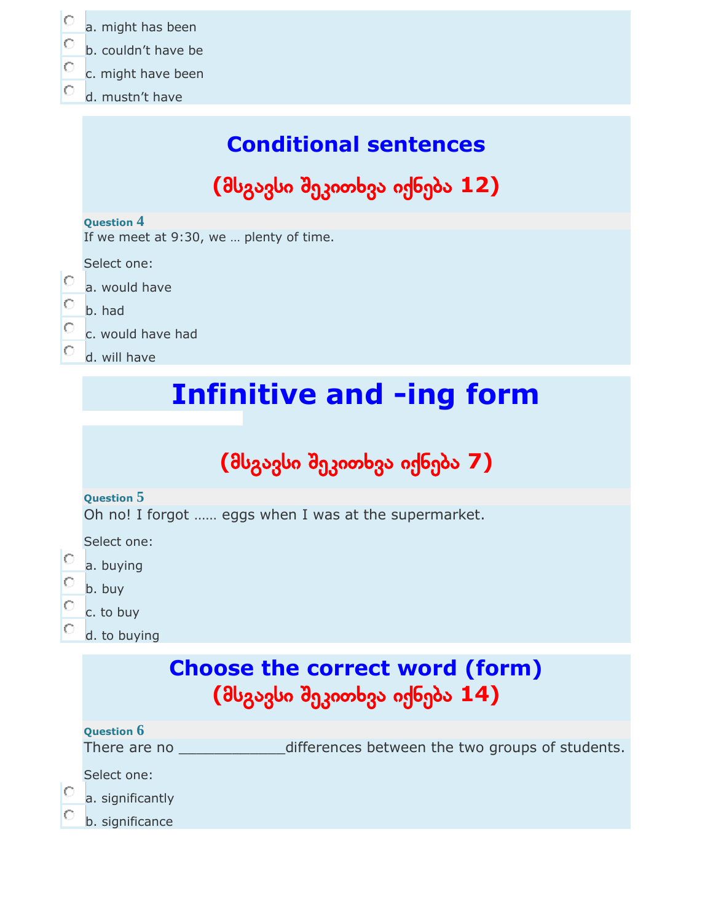a. might has been

b. couldn't have be

c. might have been

d. mustn't have

## Conditional sentences

## (მსგავსი შეკითხვა იქნება 12)

**Question 4**

If we meet at 9:30, we … plenty of time.

Select one:

a. would have

b. had

c. would have had

d. will have

# Infinitive and -ing form

## (მსგავსი შეკითხვა იქნება 7)

**Question 5**

Oh no! I forgot …… eggs when I was at the supermarket.

Select one:

a. buying

b. buy

c. to buy

d. to buying

## Choose the correct word (form)

## (მსგავსი შეკითხვა იქნება 14)

**Question 6**

There are no _____________differences between the two groups of students.

Select one:

a. significantly

b. significance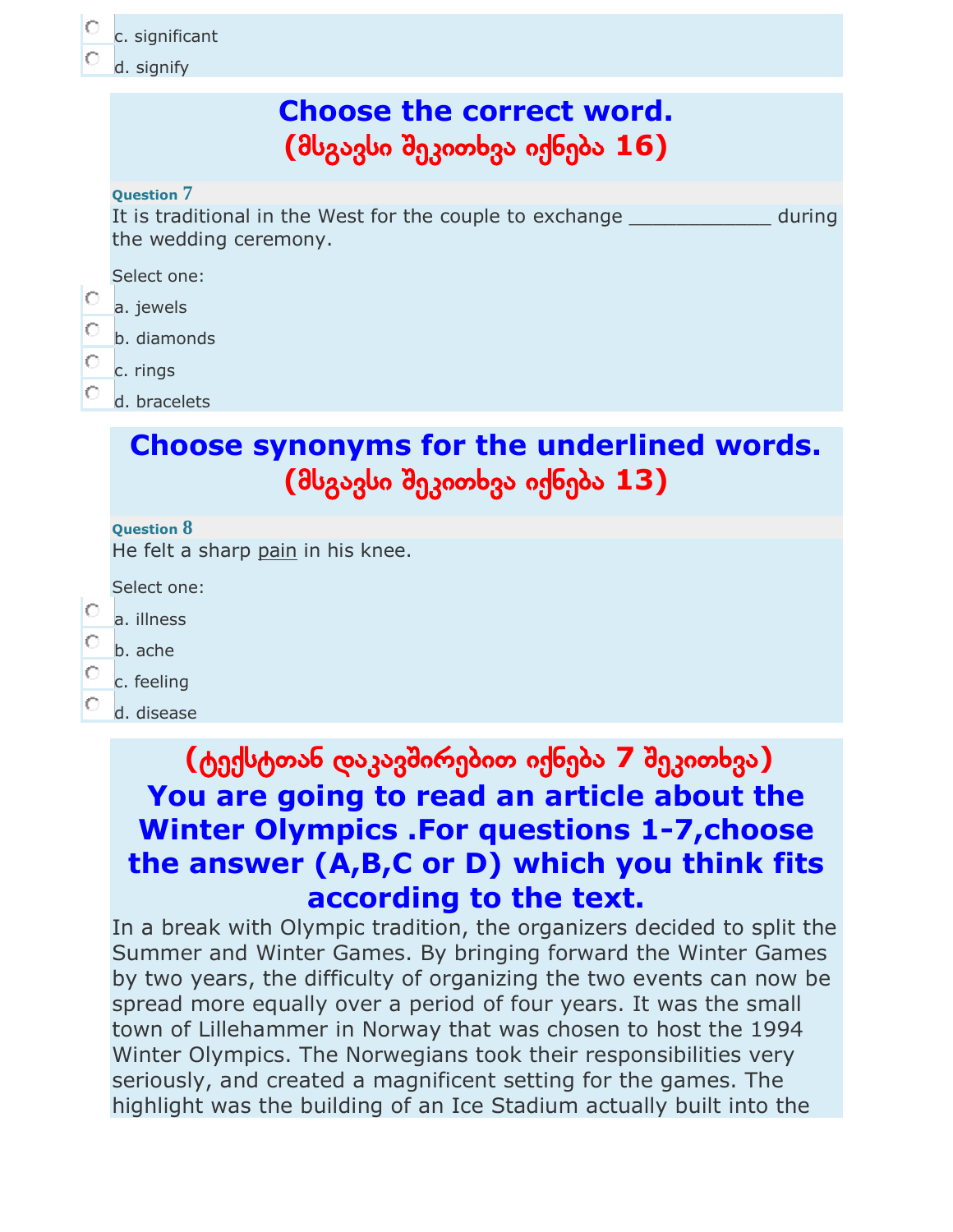c. significant

d. signify

## Choose the correct word.
## (მსგავსი შეკითხვა იქნება 16)

**Question 7**

It is traditional in the West for the couple to exchange ____________ during the wedding ceremony.

Select one:

a. jewels

b. diamonds

c. rings

d. bracelets

## Choose synonyms for the underlined words.
## (მსგავსი შეკითხვა იქნება 13)

**Question 8**

He felt a sharp <u>pain</u> in his knee.

Select one:

a. illness

b. ache

c. feeling

d. disease

## (ტექსტთან დაკავშირებით იქნება 7 შეკითხვა)
## You are going to read an article about the Winter Olympics .For questions 1-7,choose the answer (A,B,C or D) which you think fits according to the text.

In a break with Olympic tradition, the organizers decided to split the Summer and Winter Games. By bringing forward the Winter Games by two years, the difficulty of organizing the two events can now be spread more equally over a period of four years. It was the small town of Lillehammer in Norway that was chosen to host the 1994 Winter Olympics. The Norwegians took their responsibilities very seriously, and created a magnificent setting for the games. The highlight was the building of an Ice Stadium actually built into the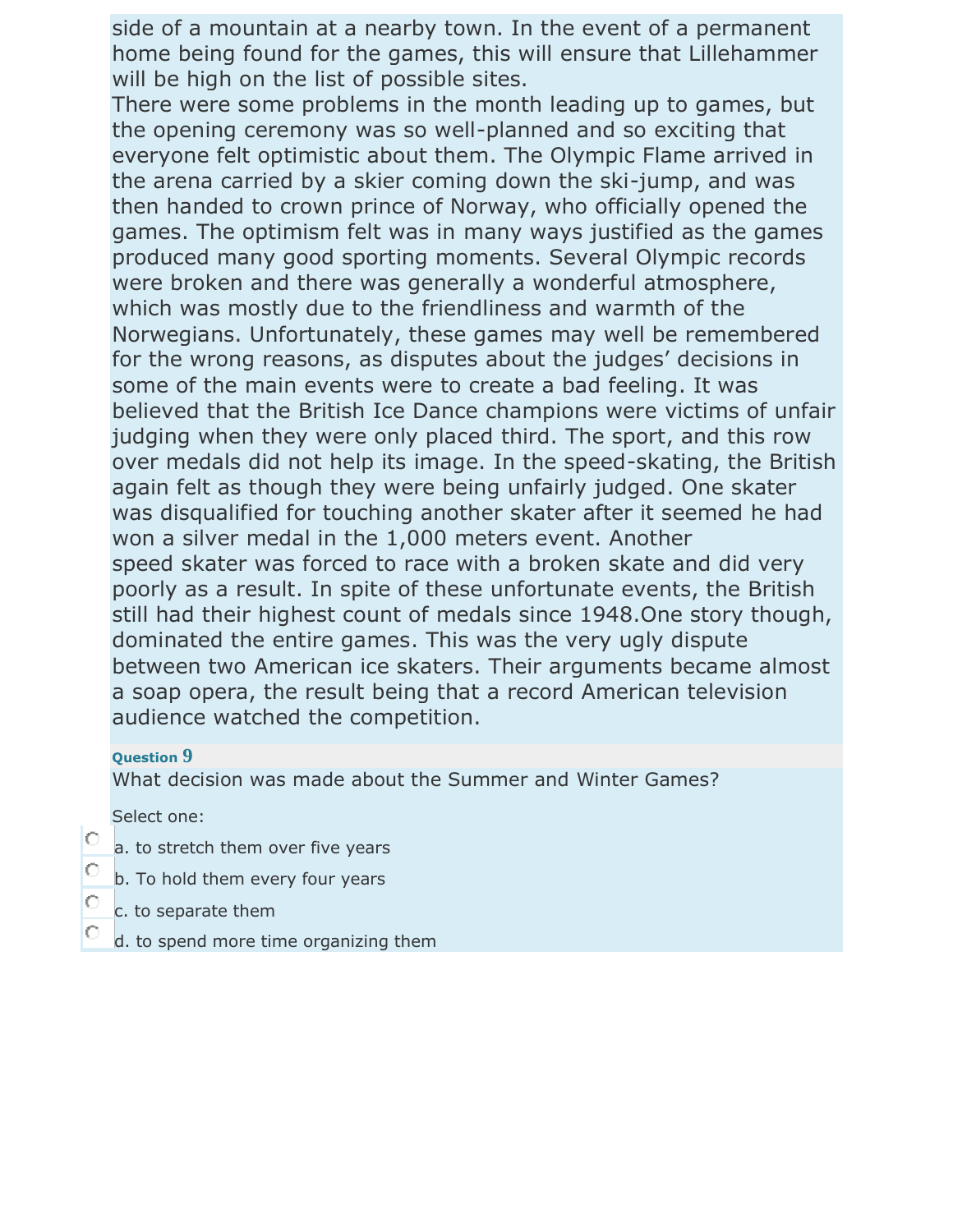side of a mountain at a nearby town. In the event of a permanent home being found for the games, this will ensure that Lillehammer will be high on the list of possible sites.

There were some problems in the month leading up to games, but the opening ceremony was so well-planned and so exciting that everyone felt optimistic about them. The Olympic Flame arrived in the arena carried by a skier coming down the ski-jump, and was then handed to crown prince of Norway, who officially opened the games. The optimism felt was in many ways justified as the games produced many good sporting moments. Several Olympic records were broken and there was generally a wonderful atmosphere, which was mostly due to the friendliness and warmth of the Norwegians. Unfortunately, these games may well be remembered for the wrong reasons, as disputes about the judges' decisions in some of the main events were to create a bad feeling. It was believed that the British Ice Dance champions were victims of unfair judging when they were only placed third. The sport, and this row over medals did not help its image. In the speed-skating, the British again felt as though they were being unfairly judged. One skater was disqualified for touching another skater after it seemed he had won a silver medal in the 1,000 meters event. Another speed skater was forced to race with a broken skate and did very poorly as a result. In spite of these unfortunate events, the British still had their highest count of medals since 1948.One story though, dominated the entire games. This was the very ugly dispute between two American ice skaters. Their arguments became almost a soap opera, the result being that a record American television audience watched the competition.

**Question 9**

What decision was made about the Summer and Winter Games?

Select one:

- a. to stretch them over five years
- b. To hold them every four years
- c. to separate them
- d. to spend more time organizing them